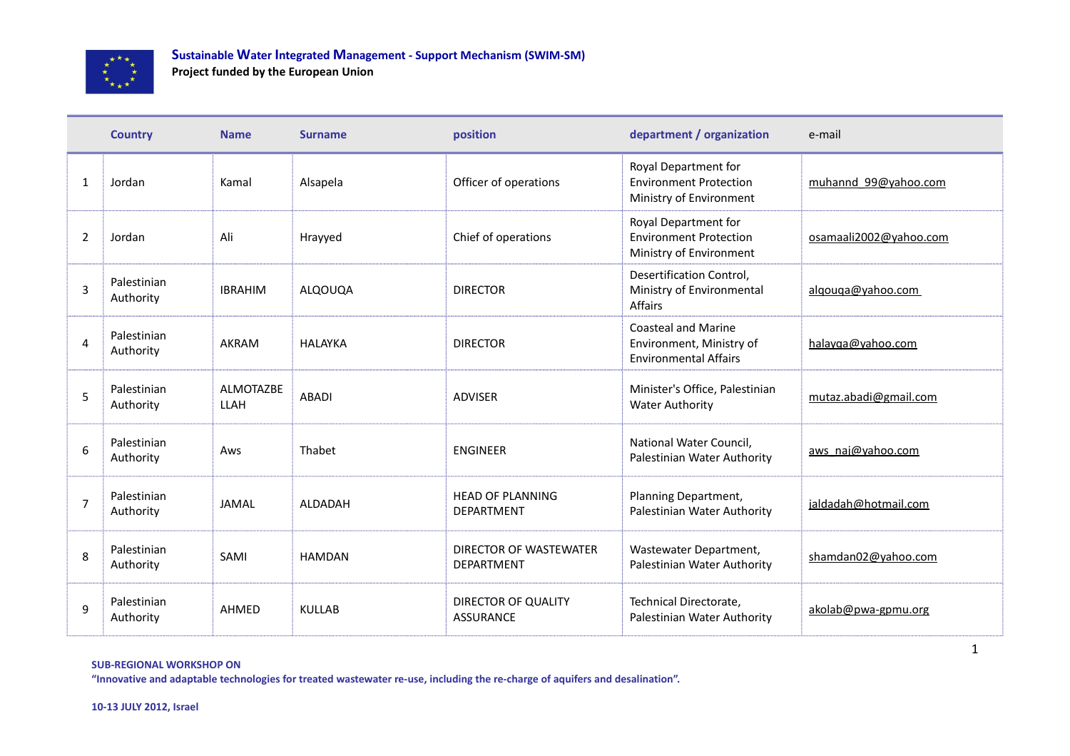**Sustainable Water Integrated Management - Support Mechanism (SWIM-SM)**
**Project funded by the European Union**

| | Country | Name | Surname | position | department / organization | e-mail |
|---|---|---|---|---|---|---|
| 1 | Jordan | Kamal | Alsapela | Officer of operations | Royal Department for Environment Protection Ministry of Environment | muhannd_99@yahoo.com |
| 2 | Jordan | Ali | Hrayyed | Chief of operations | Royal Department for Environment Protection Ministry of Environment | osamaali2002@yahoo.com |
| 3 | Palestinian Authority | IBRAHIM | ALQOUQA | DIRECTOR | Desertification Control, Ministry of Environmental Affairs | alqouqa@yahoo.com |
| 4 | Palestinian Authority | AKRAM | HALAYKA | DIRECTOR | Coasteal and Marine Environment, Ministry of Environmental Affairs | halayqa@yahoo.com |
| 5 | Palestinian Authority | ALMOTAZBE LLAH | ABADI | ADVISER | Minister's Office, Palestinian Water Authority | mutaz.abadi@gmail.com |
| 6 | Palestinian Authority | Aws | Thabet | ENGINEER | National Water Council, Palestinian Water Authority | aws_naj@yahoo.com |
| 7 | Palestinian Authority | JAMAL | ALDADAH | HEAD OF PLANNING DEPARTMENT | Planning Department, Palestinian Water Authority | jaldadah@hotmail.com |
| 8 | Palestinian Authority | SAMI | HAMDAN | DIRECTOR OF WASTEWATER DEPARTMENT | Wastewater Department, Palestinian Water Authority | shamdan02@yahoo.com |
| 9 | Palestinian Authority | AHMED | KULLAB | DIRECTOR OF QUALITY ASSURANCE | Technical Directorate, Palestinian Water Authority | akolab@pwa-gpmu.org |

**SUB-REGIONAL WORKSHOP ON**
**"Innovative and adaptable technologies for treated wastewater re-use, including the re-charge of aquifers and desalination".**

**10-13 JULY 2012, Israel**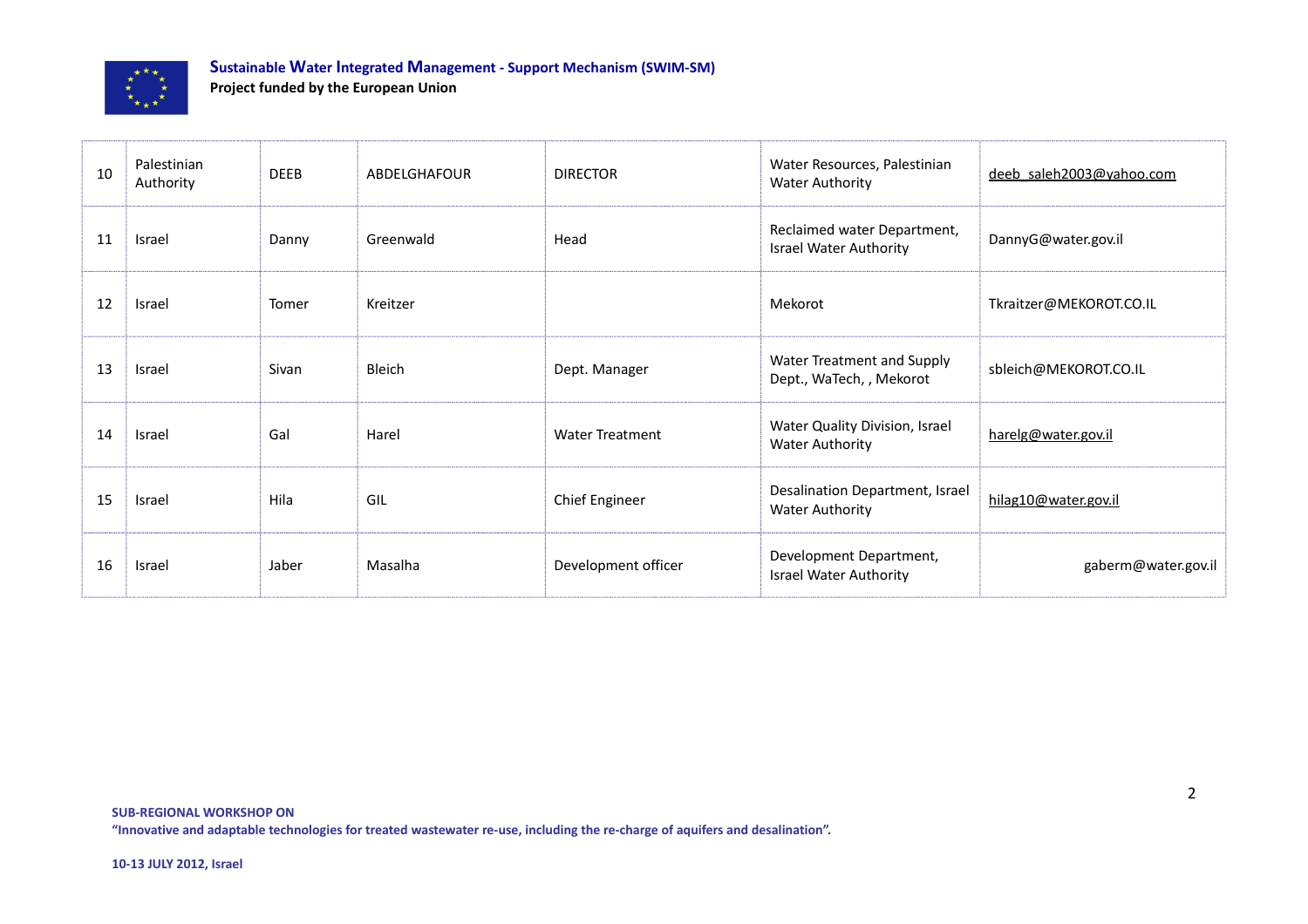| | | | | | | |
|---|---|---|---|---|---|---|
| 10 | Palestinian Authority | DEEB | ABDELGHAFOUR | DIRECTOR | Water Resources, Palestinian Water Authority | deeb_saleh2003@yahoo.com |
| 11 | Israel | Danny | Greenwald | Head | Reclaimed water Department, Israel Water Authority | DannyG@water.gov.il |
| 12 | Israel | Tomer | Kreitzer | | Mekorot | Tkraitzer@MEKOROT.CO.IL |
| 13 | Israel | Sivan | Bleich | Dept. Manager | Water Treatment and Supply Dept., WaTech, , Mekorot | sbleich@MEKOROT.CO.IL |
| 14 | Israel | Gal | Harel | Water Treatment | Water Quality Division, Israel Water Authority | harelg@water.gov.il |
| 15 | Israel | Hila | GIL | Chief Engineer | Desalination Department, Israel Water Authority | hilag10@water.gov.il |
| 16 | Israel | Jaber | Masalha | Development officer | Development Department, Israel Water Authority | gaberm@water.gov.il |